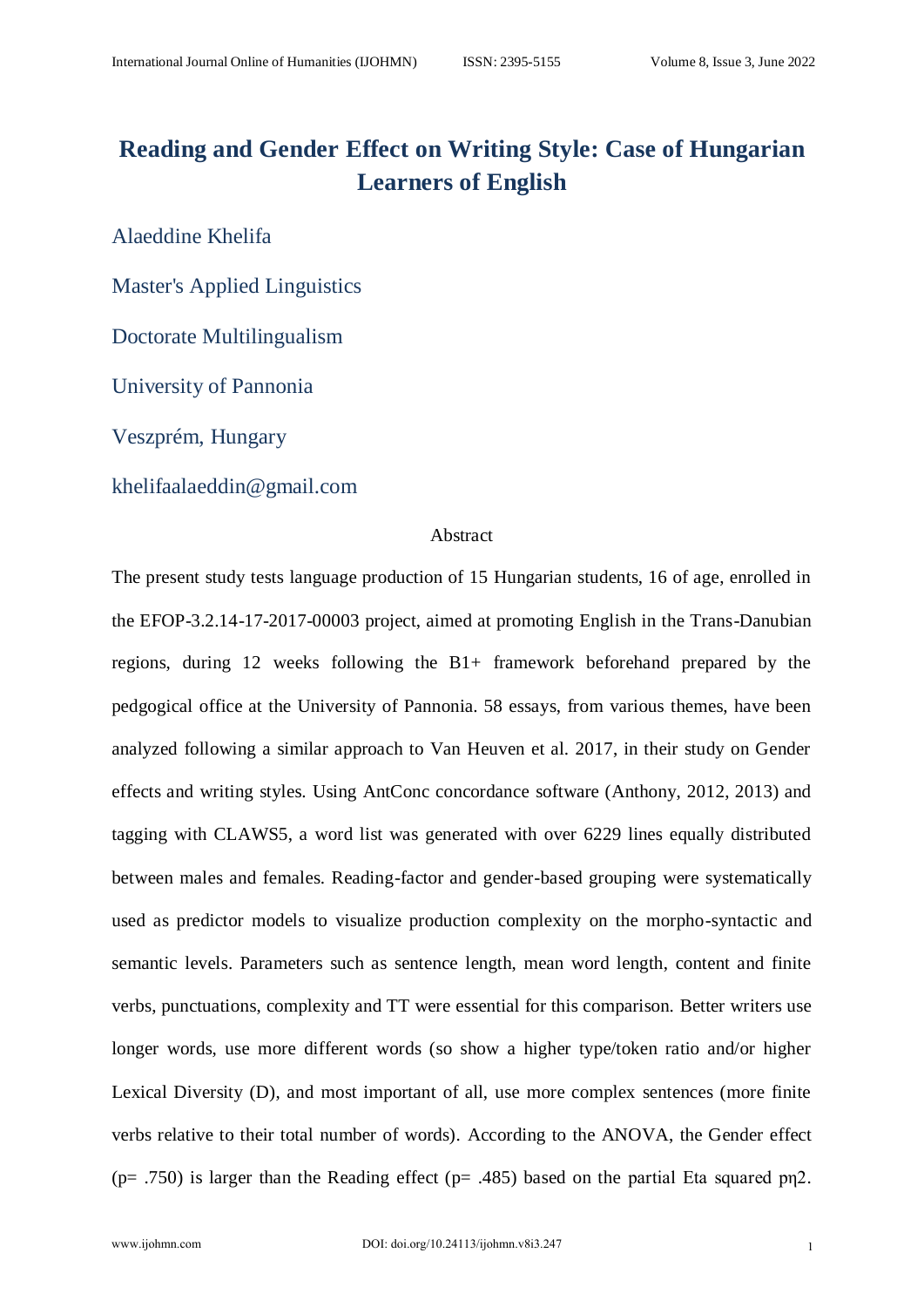# Reading and Gender Effect on Writing Style: Case of Hungarian Learners of English

Alaeddine Khelifa

Master's Applied Linguistics

Doctorate Multilingualism

University of Pannonia

Veszprém, Hungary

khelifaalaeddin@gmail.com

## Abstract

The present study tests language production of 15 Hungarian students, 16 of age, enrolled in the EFOP-3.2.14-17-2017-00003 project, aimed at promoting English in the Trans-Danubian regions, during 12 weeks following the B1+ framework beforehand prepared by the pedgogical office at the University of Pannonia. 58 essays, from various themes, have been analyzed following a similar approach to Van Heuven et al. 2017, in their study on Gender effects and writing styles. Using AntConc concordance software (Anthony, 2012, 2013) and tagging with CLAWS5, a word list was generated with over 6229 lines equally distributed between males and females. Reading-factor and gender-based grouping were systematically used as predictor models to visualize production complexity on the morpho-syntactic and semantic levels. Parameters such as sentence length, mean word length, content and finite verbs, punctuations, complexity and TT were essential for this comparison. Better writers use longer words, use more different words (so show a higher type/token ratio and/or higher Lexical Diversity (D), and most important of all, use more complex sentences (more finite verbs relative to their total number of words). According to the ANOVA, the Gender effect ($p = .750$) is larger than the Reading effect ($p = .485$) based on the partial Eta squared $p\eta 2$.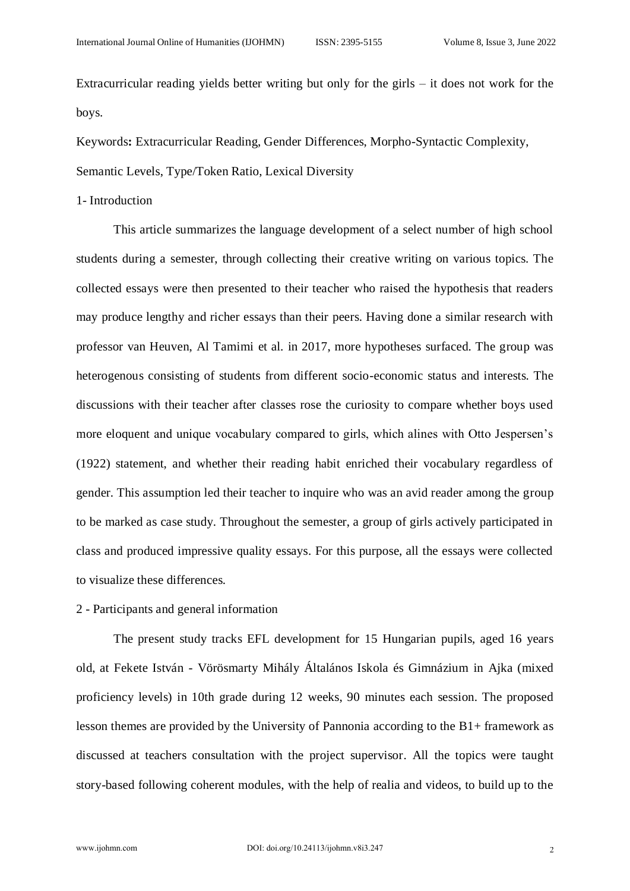Extracurricular reading yields better writing but only for the girls – it does not work for the boys.

Keywords**:** Extracurricular Reading, Gender Differences, Morpho-Syntactic Complexity, Semantic Levels, Type/Token Ratio, Lexical Diversity

## 1- Introduction

This article summarizes the language development of a select number of high school students during a semester, through collecting their creative writing on various topics. The collected essays were then presented to their teacher who raised the hypothesis that readers may produce lengthy and richer essays than their peers. Having done a similar research with professor van Heuven, Al Tamimi et al. in 2017, more hypotheses surfaced. The group was heterogenous consisting of students from different socio-economic status and interests. The discussions with their teacher after classes rose the curiosity to compare whether boys used more eloquent and unique vocabulary compared to girls, which alines with Otto Jespersen's (1922) statement, and whether their reading habit enriched their vocabulary regardless of gender. This assumption led their teacher to inquire who was an avid reader among the group to be marked as case study. Throughout the semester, a group of girls actively participated in class and produced impressive quality essays. For this purpose, all the essays were collected to visualize these differences.

## 2 - Participants and general information

The present study tracks EFL development for 15 Hungarian pupils, aged 16 years old, at Fekete István - Vörösmarty Mihály Általános Iskola és Gimnázium in Ajka (mixed proficiency levels) in 10th grade during 12 weeks, 90 minutes each session. The proposed lesson themes are provided by the University of Pannonia according to the B1+ framework as discussed at teachers consultation with the project supervisor. All the topics were taught story-based following coherent modules, with the help of realia and videos, to build up to the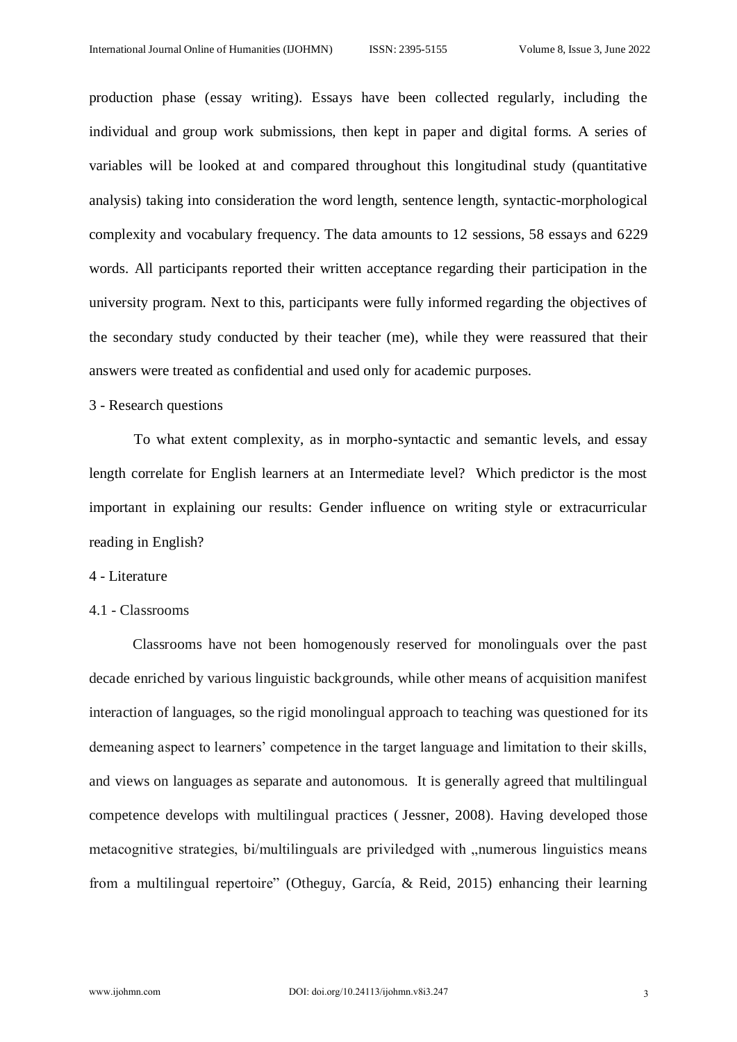production phase (essay writing). Essays have been collected regularly, including the individual and group work submissions, then kept in paper and digital forms. A series of variables will be looked at and compared throughout this longitudinal study (quantitative analysis) taking into consideration the word length, sentence length, syntactic-morphological complexity and vocabulary frequency. The data amounts to 12 sessions, 58 essays and 6229 words. All participants reported their written acceptance regarding their participation in the university program. Next to this, participants were fully informed regarding the objectives of the secondary study conducted by their teacher (me), while they were reassured that their answers were treated as confidential and used only for academic purposes.

## 3 - Research questions

To what extent complexity, as in morpho-syntactic and semantic levels, and essay length correlate for English learners at an Intermediate level? Which predictor is the most important in explaining our results: Gender influence on writing style or extracurricular reading in English?

## 4 - Literature

### 4.1 - Classrooms

Classrooms have not been homogenously reserved for monolinguals over the past decade enriched by various linguistic backgrounds, while other means of acquisition manifest interaction of languages, so the rigid monolingual approach to teaching was questioned for its demeaning aspect to learners' competence in the target language and limitation to their skills, and views on languages as separate and autonomous. It is generally agreed that multilingual competence develops with multilingual practices ( Jessner, 2008). Having developed those metacognitive strategies, bi/multilinguals are priviledged with „numerous linguistics means from a multilingual repertoire" (Otheguy, García, & Reid, 2015) enhancing their learning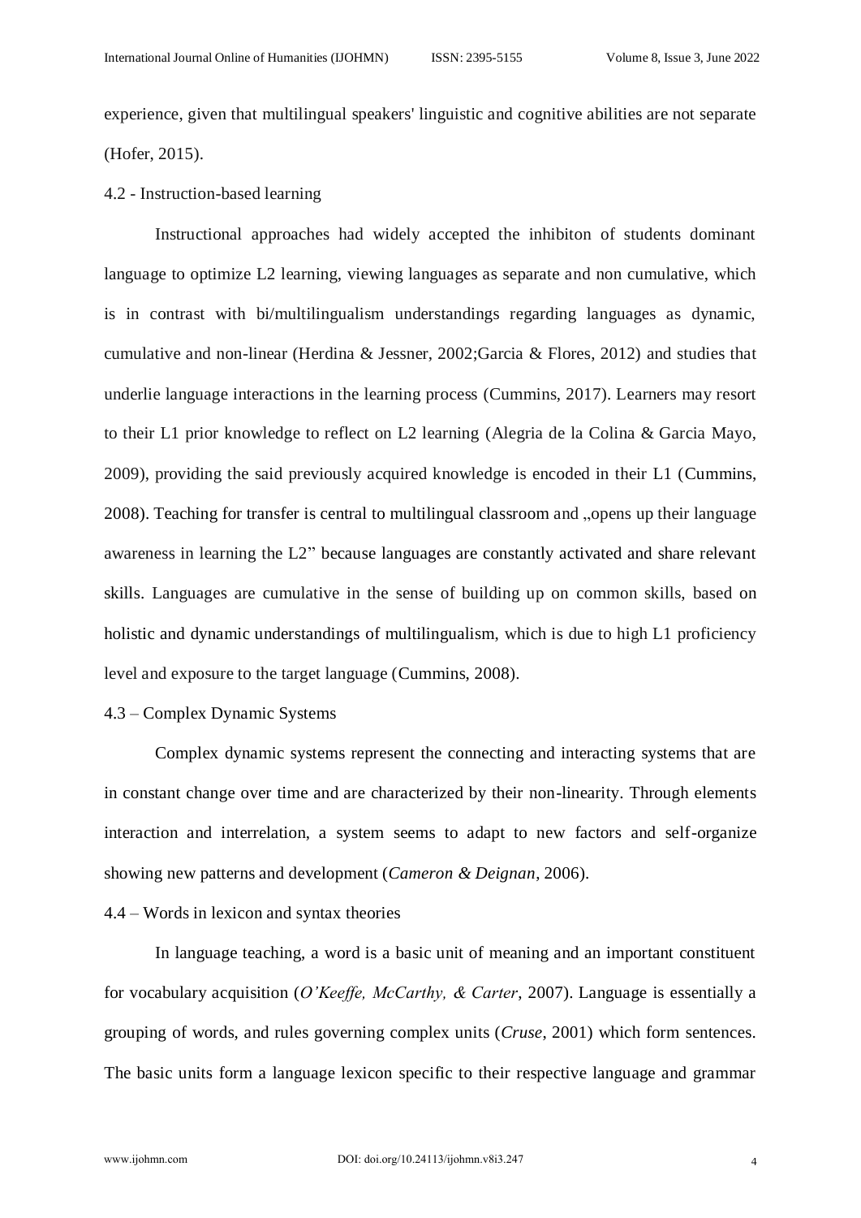experience, given that multilingual speakers' linguistic and cognitive abilities are not separate (Hofer, 2015).

4.2 - Instruction-based learning

Instructional approaches had widely accepted the inhibiton of students dominant language to optimize L2 learning, viewing languages as separate and non cumulative, which is in contrast with bi/multilingualism understandings regarding languages as dynamic, cumulative and non-linear (Herdina & Jessner, 2002;Garcia & Flores, 2012) and studies that underlie language interactions in the learning process (Cummins, 2017). Learners may resort to their L1 prior knowledge to reflect on L2 learning (Alegria de la Colina & Garcia Mayo, 2009), providing the said previously acquired knowledge is encoded in their L1 (Cummins, 2008). Teaching for transfer is central to multilingual classroom and „opens up their language awareness in learning the L2" because languages are constantly activated and share relevant skills. Languages are cumulative in the sense of building up on common skills, based on holistic and dynamic understandings of multilingualism, which is due to high L1 proficiency level and exposure to the target language (Cummins, 2008).

4.3 – Complex Dynamic Systems

Complex dynamic systems represent the connecting and interacting systems that are in constant change over time and are characterized by their non-linearity. Through elements interaction and interrelation, a system seems to adapt to new factors and self-organize showing new patterns and development (*Cameron & Deignan*, 2006).

4.4 – Words in lexicon and syntax theories

In language teaching, a word is a basic unit of meaning and an important constituent for vocabulary acquisition (*O'Keeffe, McCarthy, & Carter*, 2007). Language is essentially a grouping of words, and rules governing complex units (*Cruse*, 2001) which form sentences. The basic units form a language lexicon specific to their respective language and grammar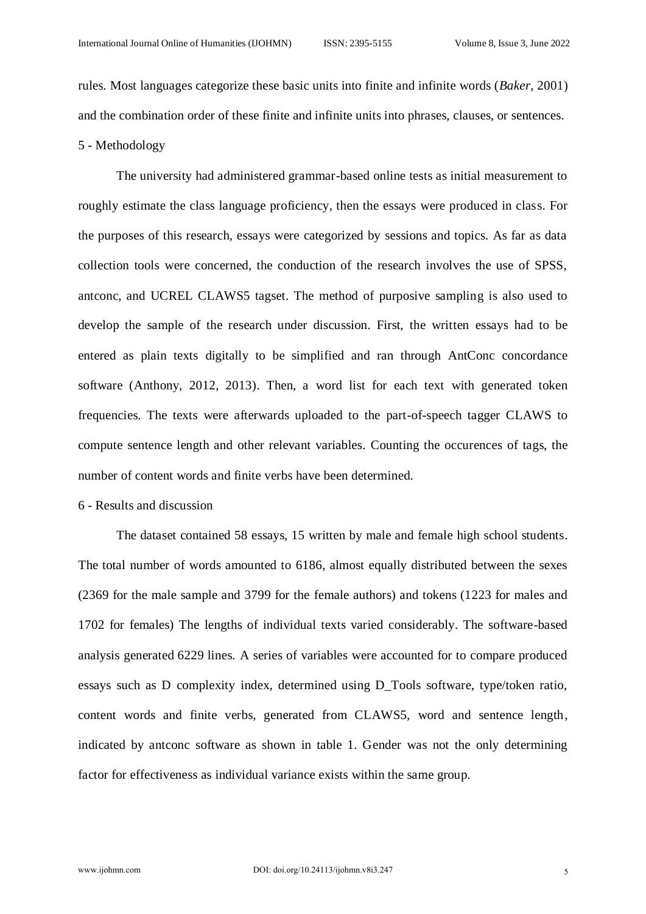rules. Most languages categorize these basic units into finite and infinite words (*Baker*, 2001) and the combination order of these finite and infinite units into phrases, clauses, or sentences.

## 5 - Methodology

The university had administered grammar-based online tests as initial measurement to roughly estimate the class language proficiency, then the essays were produced in class. For the purposes of this research, essays were categorized by sessions and topics. As far as data collection tools were concerned, the conduction of the research involves the use of SPSS, antconc, and UCREL CLAWS5 tagset. The method of purposive sampling is also used to develop the sample of the research under discussion. First, the written essays had to be entered as plain texts digitally to be simplified and ran through AntConc concordance software (Anthony, 2012, 2013). Then, a word list for each text with generated token frequencies. The texts were afterwards uploaded to the part-of-speech tagger CLAWS to compute sentence length and other relevant variables. Counting the occurences of tags, the number of content words and finite verbs have been determined.

## 6 - Results and discussion

The dataset contained 58 essays, 15 written by male and female high school students. The total number of words amounted to 6186, almost equally distributed between the sexes (2369 for the male sample and 3799 for the female authors) and tokens (1223 for males and 1702 for females) The lengths of individual texts varied considerably. The software-based analysis generated 6229 lines. A series of variables were accounted for to compare produced essays such as D complexity index, determined using D_Tools software, type/token ratio, content words and finite verbs, generated from CLAWS5, word and sentence length, indicated by antconc software as shown in table 1. Gender was not the only determining factor for effectiveness as individual variance exists within the same group.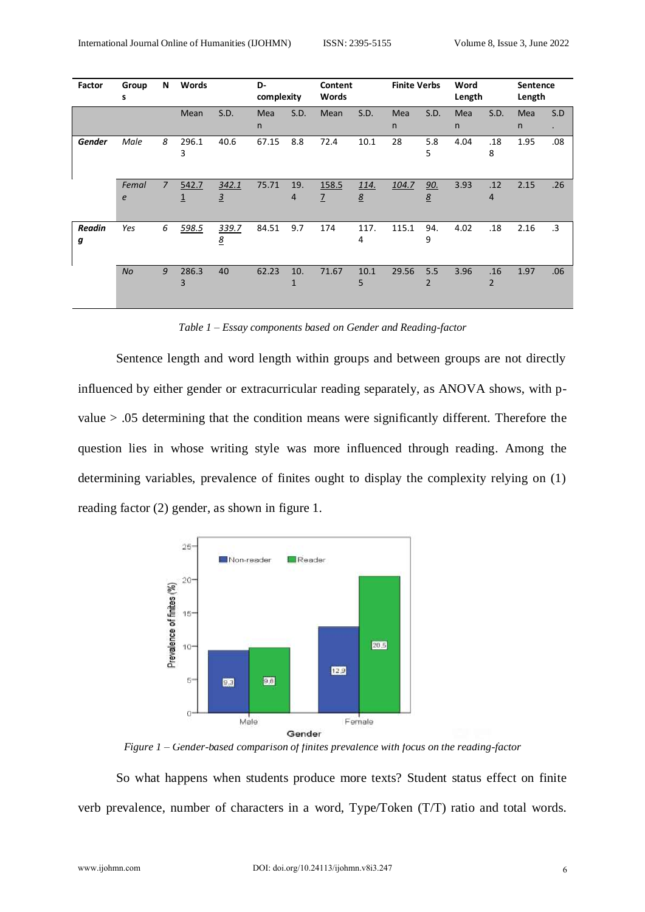| Factor | Groups | N | Words | | D-complexity | | Content Words | | Finite Verbs | | Word Length | | Sentence Length | |
|---|---|---|---|---|---|---|---|---|---|---|---|---|---|---|
| | | | Mean | S.D. | Mean | S.D. | Mean | S.D. | Mean | S.D. | Mean | S.D. | Mean | S.D. |
| ***Gender*** | *Male* | *8* | 296.13 | 40.6 | 67.15 | 8.8 | 72.4 | 10.1 | 28 | 5.85 | 4.04 | .188 | 1.95 | .08 |
| | *Female* | *7* | 542.71 | 342.13 | 75.71 | 19.4 | 158.57 | 114.8 | 104.7 | 90.8 | 3.93 | .124 | 2.15 | .26 |
| ***Reading*** | *Yes* | *6* | 598.5 | 339.78 | 84.51 | 9.7 | 174 | 117.4 | 115.1 | 94.9 | 4.02 | .18 | 2.16 | .3 |
| | *No* | *9* | 286.33 | 40 | 62.23 | 10.1 | 71.67 | 10.15 | 29.56 | 5.52 | 3.96 | .162 | 1.97 | .06 |

*Table 1 – Essay components based on Gender and Reading-factor*

Sentence length and word length within groups and between groups are not directly influenced by either gender or extracurricular reading separately, as ANOVA shows, with p-value > .05 determining that the condition means were significantly different. Therefore the question lies in whose writing style was more influenced through reading. Among the determining variables, prevalence of finites ought to display the complexity relying on (1) reading factor (2) gender, as shown in figure 1.

*Figure 1 – Gender-based comparison of finites prevalence with focus on the reading-factor*

So what happens when students produce more texts? Student status effect on finite verb prevalence, number of characters in a word, Type/Token (T/T) ratio and total words.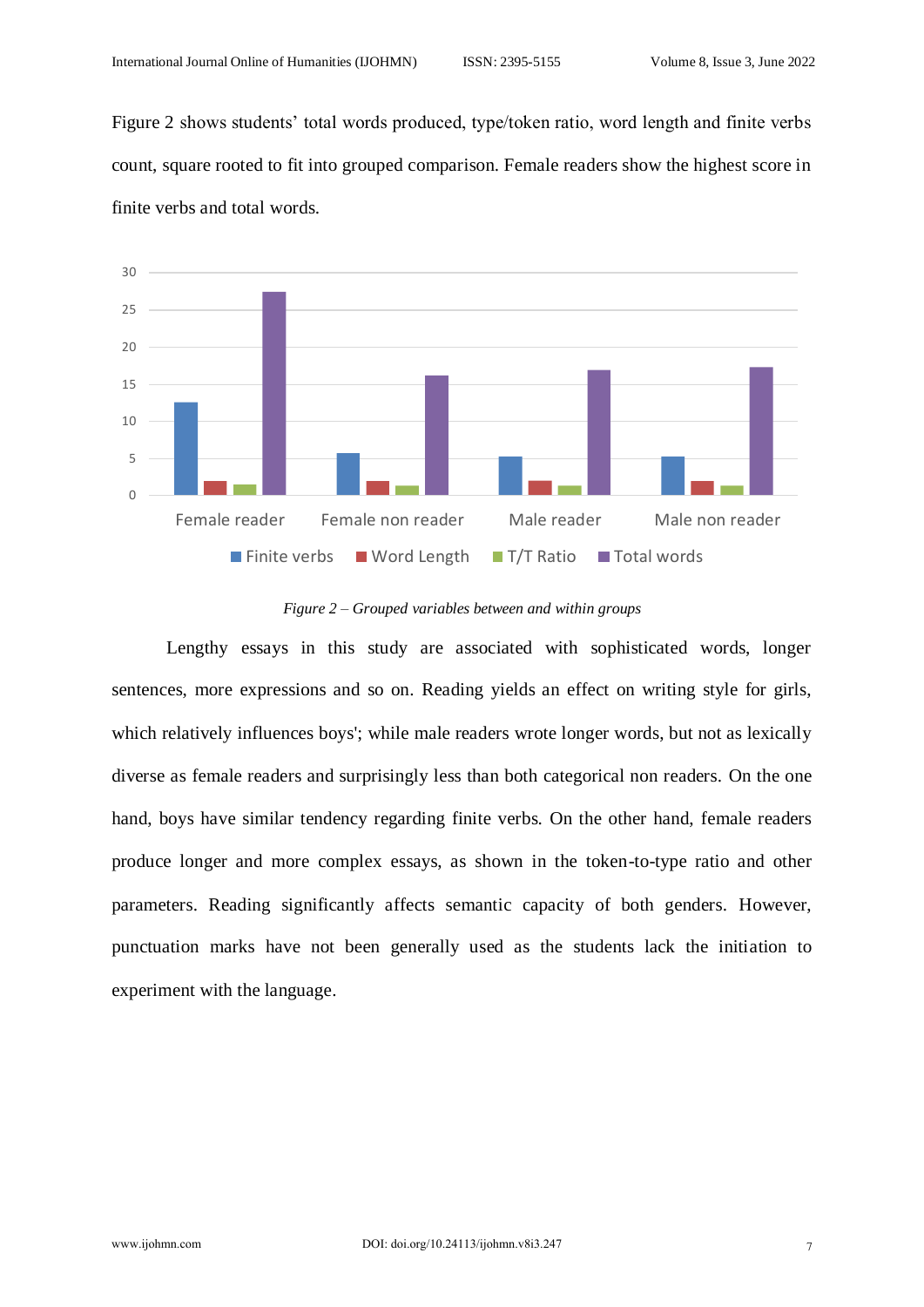Figure 2 shows students' total words produced, type/token ratio, word length and finite verbs count, square rooted to fit into grouped comparison. Female readers show the highest score in finite verbs and total words.

*Figure 2 – Grouped variables between and within groups*

Lengthy essays in this study are associated with sophisticated words, longer sentences, more expressions and so on. Reading yields an effect on writing style for girls, which relatively influences boys'; while male readers wrote longer words, but not as lexically diverse as female readers and surprisingly less than both categorical non readers. On the one hand, boys have similar tendency regarding finite verbs. On the other hand, female readers produce longer and more complex essays, as shown in the token-to-type ratio and other parameters. Reading significantly affects semantic capacity of both genders. However, punctuation marks have not been generally used as the students lack the initiation to experiment with the language.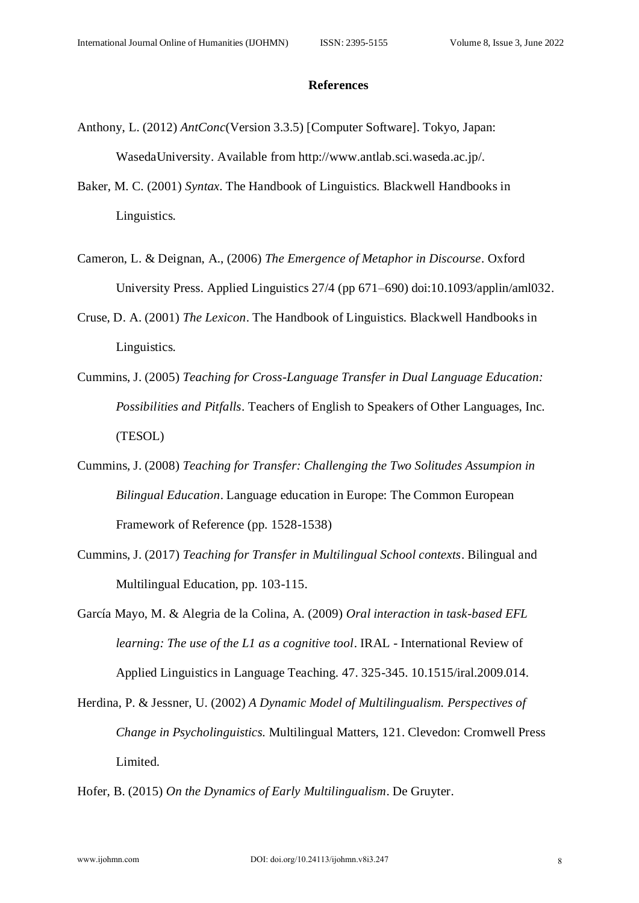## References

Anthony, L. (2012) *AntConc*(Version 3.3.5) [Computer Software]. Tokyo, Japan: WasedaUniversity. Available from http://www.antlab.sci.waseda.ac.jp/.

Baker, M. C. (2001) *Syntax*. The Handbook of Linguistics. Blackwell Handbooks in Linguistics.

Cameron, L. & Deignan, A., (2006) *The Emergence of Metaphor in Discourse*. Oxford University Press. Applied Linguistics 27/4 (pp 671–690) doi:10.1093/applin/aml032.

Cruse, D. A. (2001) *The Lexicon*. The Handbook of Linguistics. Blackwell Handbooks in Linguistics.

Cummins, J. (2005) *Teaching for Cross-Language Transfer in Dual Language Education: Possibilities and Pitfalls*. Teachers of English to Speakers of Other Languages, Inc. (TESOL)

Cummins, J. (2008) *Teaching for Transfer: Challenging the Two Solitudes Assumpion in Bilingual Education*. Language education in Europe: The Common European Framework of Reference (pp. 1528-1538)

Cummins, J. (2017) *Teaching for Transfer in Multilingual School contexts*. Bilingual and Multilingual Education, pp. 103-115.

García Mayo, M. & Alegria de la Colina, A. (2009) *Oral interaction in task-based EFL learning: The use of the L1 as a cognitive tool*. IRAL - International Review of Applied Linguistics in Language Teaching. 47. 325-345. 10.1515/iral.2009.014.

Herdina, P. & Jessner, U. (2002) *A Dynamic Model of Multilingualism. Perspectives of Change in Psycholinguistics.* Multilingual Matters, 121. Clevedon: Cromwell Press Limited.

Hofer, B. (2015) *On the Dynamics of Early Multilingualism*. De Gruyter.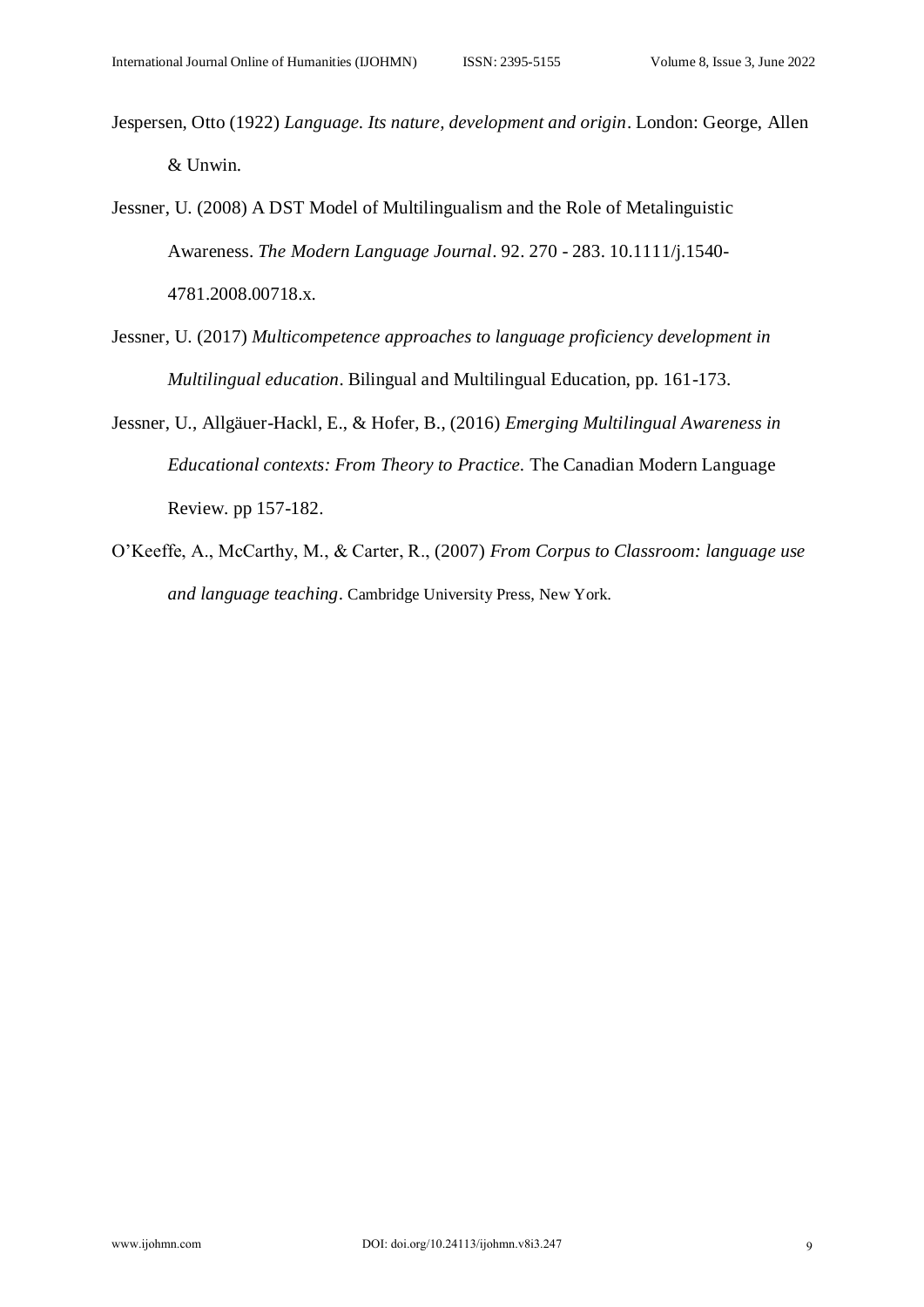Jespersen, Otto (1922) *Language. Its nature, development and origin*. London: George, Allen & Unwin.

Jessner, U. (2008) A DST Model of Multilingualism and the Role of Metalinguistic Awareness. *The Modern Language Journal*. 92. 270 - 283. 10.1111/j.1540-4781.2008.00718.x.

Jessner, U. (2017) *Multicompetence approaches to language proficiency development in Multilingual education*. Bilingual and Multilingual Education, pp. 161-173.

Jessner, U., Allgäuer-Hackl, E., & Hofer, B., (2016) *Emerging Multilingual Awareness in Educational contexts: From Theory to Practice.* The Canadian Modern Language Review. pp 157-182.

O'Keeffe, A., McCarthy, M., & Carter, R., (2007) *From Corpus to Classroom: language use and language teaching*. Cambridge University Press, New York.